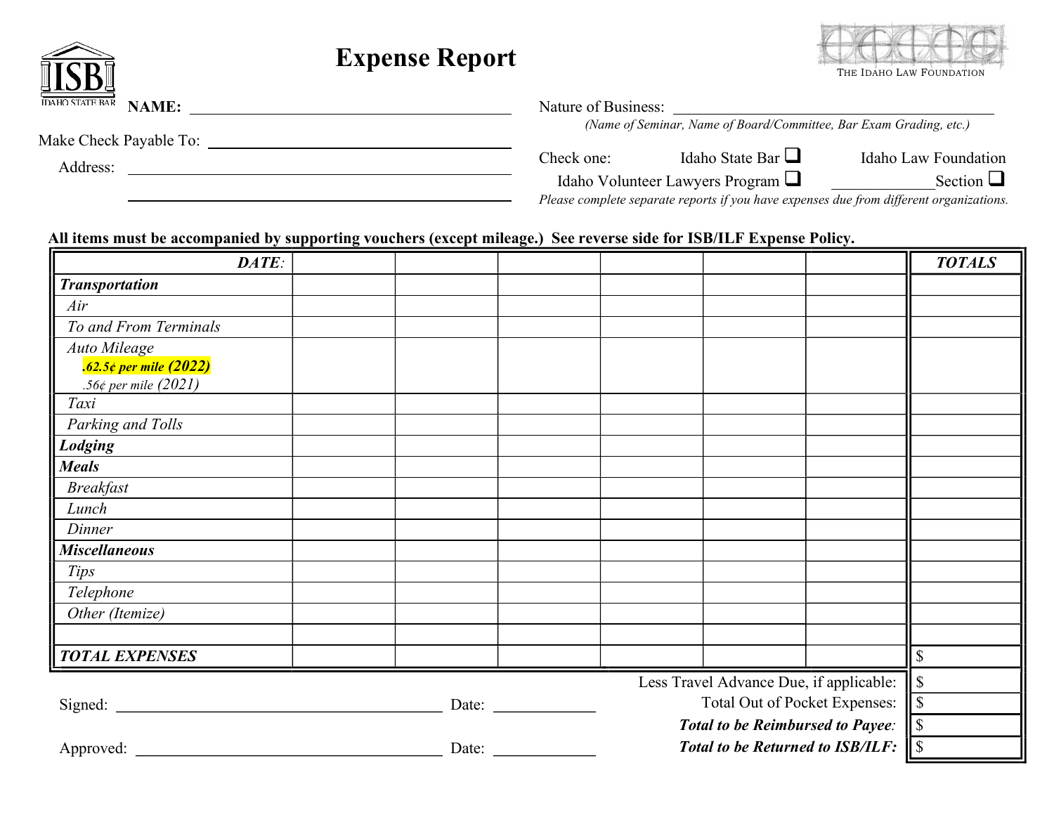IDAHO STATE BAR

# Expense Report

THE IDAHO LAW FOUNDATION

**NAME:** ______________________________

Make Check Payable To: ______________________________

Address: ______________________________

______________________________

Nature of Business: ______________________________

*(Name of Seminar, Name of Board/Committee, Bar Exam Grading, etc.)*

Check one: Idaho State Bar ☐ Idaho Law Foundation

Idaho Volunteer Lawyers Program ☐ __________Section ☐

*Please complete separate reports if you have expenses due from different organizations.*

**All items must be accompanied by supporting vouchers (except mileage.) See reverse side for ISB/ILF Expense Policy.**

| ***DATE:*** | | | | | | | ***TOTALS*** |
|---|---|---|---|---|---|---|---|
| ***Transportation*** | | | | | | | |
| *Air* | | | | | | | |
| *To and From Terminals* | | | | | | | |
| *Auto Mileage* ***.62.5¢ per mile (2022)*** *.56¢ per mile (2021)* | | | | | | | |
| *Taxi* | | | | | | | |
| *Parking and Tolls* | | | | | | | |
| ***Lodging*** | | | | | | | |
| ***Meals*** | | | | | | | |
| *Breakfast* | | | | | | | |
| *Lunch* | | | | | | | |
| *Dinner* | | | | | | | |
| ***Miscellaneous*** | | | | | | | |
| *Tips* | | | | | | | |
| *Telephone* | | | | | | | |
| *Other (Itemize)* | | | | | | | |
| | | | | | | | |
| ***TOTAL EXPENSES*** | | | | | | | $ |

| | |
|---|---|
| Less Travel Advance Due, if applicable: | $ |
| Total Out of Pocket Expenses: | $ |
| ***Total to be Reimbursed to Payee:*** | $ |
| ***Total to be Returned to ISB/ILF:*** | $ |

Signed: ______________________________ Date: __________

Approved: ______________________________ Date: __________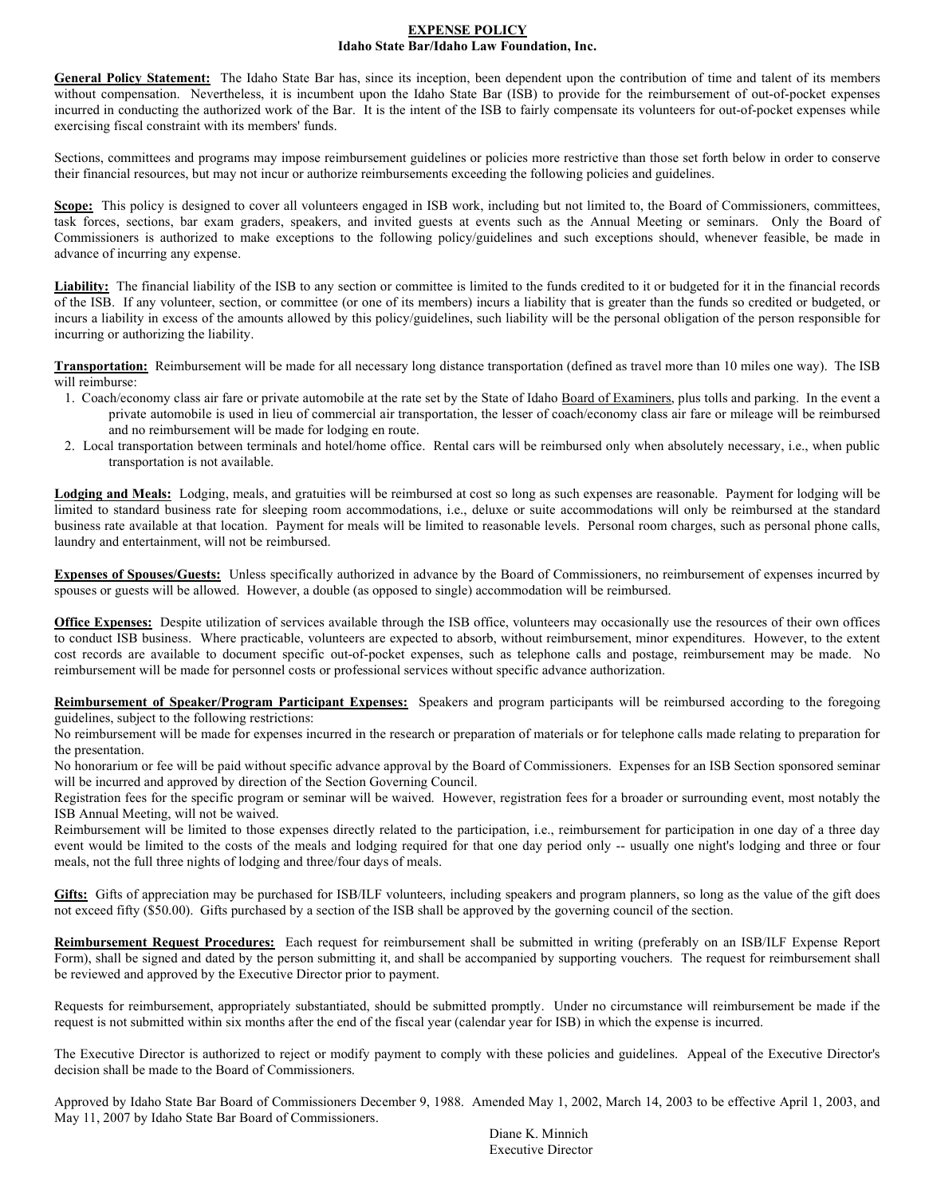# EXPENSE POLICY
## Idaho State Bar/Idaho Law Foundation, Inc.

**General Policy Statement:** The Idaho State Bar has, since its inception, been dependent upon the contribution of time and talent of its members without compensation. Nevertheless, it is incumbent upon the Idaho State Bar (ISB) to provide for the reimbursement of out-of-pocket expenses incurred in conducting the authorized work of the Bar. It is the intent of the ISB to fairly compensate its volunteers for out-of-pocket expenses while exercising fiscal constraint with its members' funds.

Sections, committees and programs may impose reimbursement guidelines or policies more restrictive than those set forth below in order to conserve their financial resources, but may not incur or authorize reimbursements exceeding the following policies and guidelines.

**Scope:** This policy is designed to cover all volunteers engaged in ISB work, including but not limited to, the Board of Commissioners, committees, task forces, sections, bar exam graders, speakers, and invited guests at events such as the Annual Meeting or seminars. Only the Board of Commissioners is authorized to make exceptions to the following policy/guidelines and such exceptions should, whenever feasible, be made in advance of incurring any expense.

**Liability:** The financial liability of the ISB to any section or committee is limited to the funds credited to it or budgeted for it in the financial records of the ISB. If any volunteer, section, or committee (or one of its members) incurs a liability that is greater than the funds so credited or budgeted, or incurs a liability in excess of the amounts allowed by this policy/guidelines, such liability will be the personal obligation of the person responsible for incurring or authorizing the liability.

**Transportation:** Reimbursement will be made for all necessary long distance transportation (defined as travel more than 10 miles one way). The ISB will reimburse:

1. Coach/economy class air fare or private automobile at the rate set by the State of Idaho Board of Examiners, plus tolls and parking. In the event a private automobile is used in lieu of commercial air transportation, the lesser of coach/economy class air fare or mileage will be reimbursed and no reimbursement will be made for lodging en route.
2. Local transportation between terminals and hotel/home office. Rental cars will be reimbursed only when absolutely necessary, i.e., when public transportation is not available.

**Lodging and Meals:** Lodging, meals, and gratuities will be reimbursed at cost so long as such expenses are reasonable. Payment for lodging will be limited to standard business rate for sleeping room accommodations, i.e., deluxe or suite accommodations will only be reimbursed at the standard business rate available at that location. Payment for meals will be limited to reasonable levels. Personal room charges, such as personal phone calls, laundry and entertainment, will not be reimbursed.

**Expenses of Spouses/Guests:** Unless specifically authorized in advance by the Board of Commissioners, no reimbursement of expenses incurred by spouses or guests will be allowed. However, a double (as opposed to single) accommodation will be reimbursed.

**Office Expenses:** Despite utilization of services available through the ISB office, volunteers may occasionally use the resources of their own offices to conduct ISB business. Where practicable, volunteers are expected to absorb, without reimbursement, minor expenditures. However, to the extent cost records are available to document specific out-of-pocket expenses, such as telephone calls and postage, reimbursement may be made. No reimbursement will be made for personnel costs or professional services without specific advance authorization.

**Reimbursement of Speaker/Program Participant Expenses:** Speakers and program participants will be reimbursed according to the foregoing guidelines, subject to the following restrictions:

No reimbursement will be made for expenses incurred in the research or preparation of materials or for telephone calls made relating to preparation for the presentation.

No honorarium or fee will be paid without specific advance approval by the Board of Commissioners. Expenses for an ISB Section sponsored seminar will be incurred and approved by direction of the Section Governing Council.

Registration fees for the specific program or seminar will be waived. However, registration fees for a broader or surrounding event, most notably the ISB Annual Meeting, will not be waived.

Reimbursement will be limited to those expenses directly related to the participation, i.e., reimbursement for participation in one day of a three day event would be limited to the costs of the meals and lodging required for that one day period only -- usually one night's lodging and three or four meals, not the full three nights of lodging and three/four days of meals.

**Gifts:** Gifts of appreciation may be purchased for ISB/ILF volunteers, including speakers and program planners, so long as the value of the gift does not exceed fifty ($50.00). Gifts purchased by a section of the ISB shall be approved by the governing council of the section.

**Reimbursement Request Procedures:** Each request for reimbursement shall be submitted in writing (preferably on an ISB/ILF Expense Report Form), shall be signed and dated by the person submitting it, and shall be accompanied by supporting vouchers. The request for reimbursement shall be reviewed and approved by the Executive Director prior to payment.

Requests for reimbursement, appropriately substantiated, should be submitted promptly. Under no circumstance will reimbursement be made if the request is not submitted within six months after the end of the fiscal year (calendar year for ISB) in which the expense is incurred.

The Executive Director is authorized to reject or modify payment to comply with these policies and guidelines. Appeal of the Executive Director's decision shall be made to the Board of Commissioners.

Approved by Idaho State Bar Board of Commissioners December 9, 1988. Amended May 1, 2002, March 14, 2003 to be effective April 1, 2003, and May 11, 2007 by Idaho State Bar Board of Commissioners.

Diane K. Minnich
Executive Director